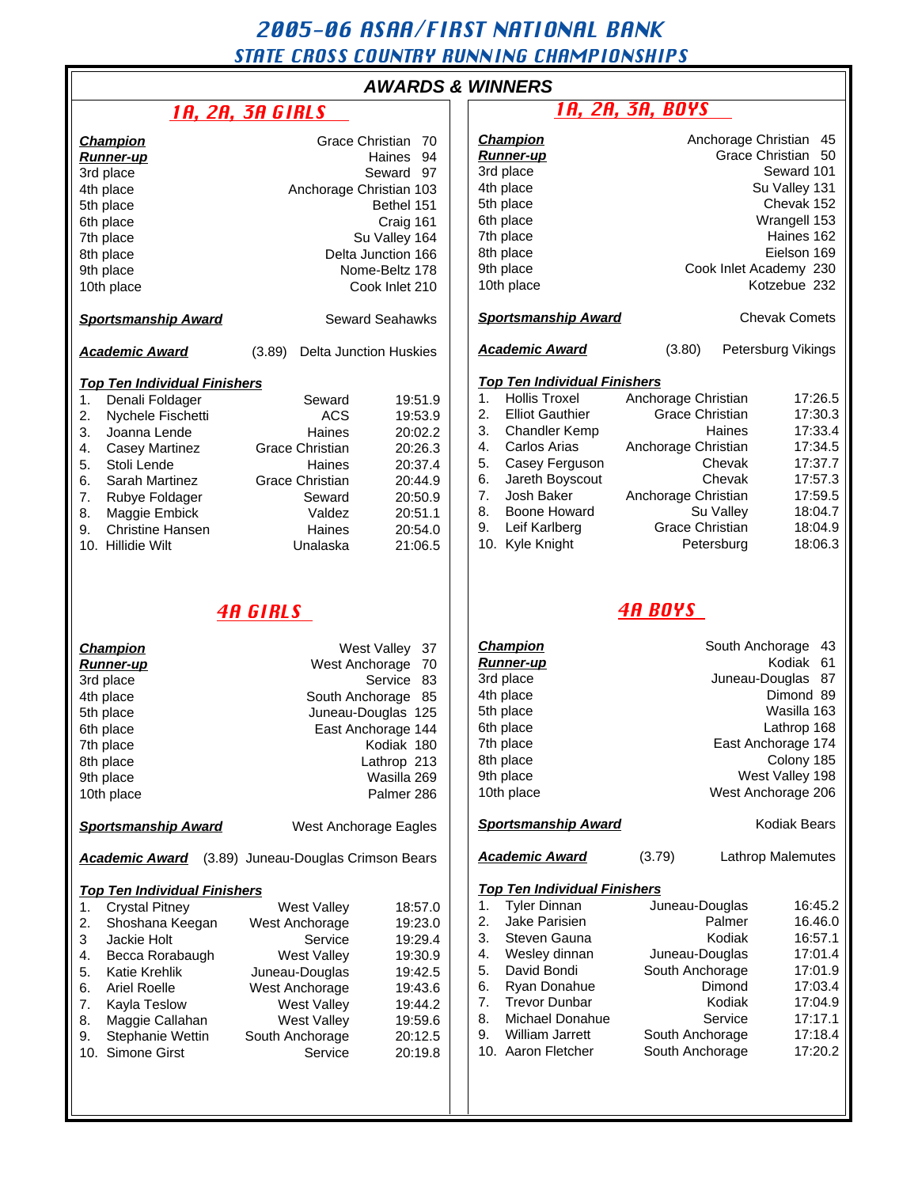# 2005-06 ASAA/FIRST NATIONAL BANK

## STATE CROSS COUNTRY RUNNING CHAMPIONSHIPS

### AWARDS & WINNERS

## 1A, 2A, 3A GIRLS

| Place | Team | Score |
|---|---|---|
| **Champion** | Grace Christian | 70 |
| **Runner-up** | Haines | 94 |
| 3rd place | Seward | 97 |
| 4th place | Anchorage Christian | 103 |
| 5th place | Bethel | 151 |
| 6th place | Craig | 161 |
| 7th place | Su Valley | 164 |
| 8th place | Delta Junction | 166 |
| 9th place | Nome-Beltz | 178 |
| 10th place | Cook Inlet | 210 |

***Sportsmanship Award*** Seward Seahawks

***Academic Award*** (3.89) Delta Junction Huskies

***Top Ten Individual Finishers***

| # | Name | School | Time |
|---|---|---|---|
| 1. | Denali Foldager | Seward | 19:51.9 |
| 2. | Nychele Fischetti | ACS | 19:53.9 |
| 3. | Joanna Lende | Haines | 20:02.2 |
| 4. | Casey Martinez | Grace Christian | 20:26.3 |
| 5. | Stoli Lende | Haines | 20:37.4 |
| 6. | Sarah Martinez | Grace Christian | 20:44.9 |
| 7. | Rubye Foldager | Seward | 20:50.9 |
| 8. | Maggie Embick | Valdez | 20:51.1 |
| 9. | Christine Hansen | Haines | 20:54.0 |
| 10. | Hillidie Wilt | Unalaska | 21:06.5 |

## 1A, 2A, 3A, BOYS

| Place | Team | Score |
|---|---|---|
| **Champion** | Anchorage Christian | 45 |
| **Runner-up** | Grace Christian | 50 |
| 3rd place | Seward | 101 |
| 4th place | Su Valley | 131 |
| 5th place | Chevak | 152 |
| 6th place | Wrangell | 153 |
| 7th place | Haines | 162 |
| 8th place | Eielson | 169 |
| 9th place | Cook Inlet Academy | 230 |
| 10th place | Kotzebue | 232 |

***Sportsmanship Award*** Chevak Comets

***Academic Award*** (3.80) Petersburg Vikings

***Top Ten Individual Finishers***

| # | Name | School | Time |
|---|---|---|---|
| 1. | Hollis Troxel | Anchorage Christian | 17:26.5 |
| 2. | Elliot Gauthier | Grace Christian | 17:30.3 |
| 3. | Chandler Kemp | Haines | 17:33.4 |
| 4. | Carlos Arias | Anchorage Christian | 17:34.5 |
| 5. | Casey Ferguson | Chevak | 17:37.7 |
| 6. | Jareth Boyscout | Chevak | 17:57.3 |
| 7. | Josh Baker | Anchorage Christian | 17:59.5 |
| 8. | Boone Howard | Su Valley | 18:04.7 |
| 9. | Leif Karlberg | Grace Christian | 18:04.9 |
| 10. | Kyle Knight | Petersburg | 18:06.3 |

## 4A GIRLS

| Place | Team | Score |
|---|---|---|
| **Champion** | West Valley | 37 |
| **Runner-up** | West Anchorage | 70 |
| 3rd place | Service | 83 |
| 4th place | South Anchorage | 85 |
| 5th place | Juneau-Douglas | 125 |
| 6th place | East Anchorage | 144 |
| 7th place | Kodiak | 180 |
| 8th place | Lathrop | 213 |
| 9th place | Wasilla | 269 |
| 10th place | Palmer | 286 |

***Sportsmanship Award*** West Anchorage Eagles

***Academic Award*** (3.89) Juneau-Douglas Crimson Bears

***Top Ten Individual Finishers***

| # | Name | School | Time |
|---|---|---|---|
| 1. | Crystal Pitney | West Valley | 18:57.0 |
| 2. | Shoshana Keegan | West Anchorage | 19:23.0 |
| 3 | Jackie Holt | Service | 19:29.4 |
| 4. | Becca Rorabaugh | West Valley | 19:30.9 |
| 5. | Katie Krehlik | Juneau-Douglas | 19:42.5 |
| 6. | Ariel Roelle | West Anchorage | 19:43.6 |
| 7. | Kayla Teslow | West Valley | 19:44.2 |
| 8. | Maggie Callahan | West Valley | 19:59.6 |
| 9. | Stephanie Wettin | South Anchorage | 20:12.5 |
| 10. | Simone Girst | Service | 20:19.8 |

## 4A BOYS

| Place | Team | Score |
|---|---|---|
| **Champion** | South Anchorage | 43 |
| **Runner-up** | Kodiak | 61 |
| 3rd place | Juneau-Douglas | 87 |
| 4th place | Dimond | 89 |
| 5th place | Wasilla | 163 |
| 6th place | Lathrop | 168 |
| 7th place | East Anchorage | 174 |
| 8th place | Colony | 185 |
| 9th place | West Valley | 198 |
| 10th place | West Anchorage | 206 |

***Sportsmanship Award*** Kodiak Bears

***Academic Award*** (3.79) Lathrop Malemutes

***Top Ten Individual Finishers***

| # | Name | School | Time |
|---|---|---|---|
| 1. | Tyler Dinnan | Juneau-Douglas | 16:45.2 |
| 2. | Jake Parisien | Palmer | 16.46.0 |
| 3. | Steven Gauna | Kodiak | 16:57.1 |
| 4. | Wesley dinnan | Juneau-Douglas | 17:01.4 |
| 5. | David Bondi | South Anchorage | 17:01.9 |
| 6. | Ryan Donahue | Dimond | 17:03.4 |
| 7. | Trevor Dunbar | Kodiak | 17:04.9 |
| 8. | Michael Donahue | Service | 17:17.1 |
| 9. | William Jarrett | South Anchorage | 17:18.4 |
| 10. | Aaron Fletcher | South Anchorage | 17:20.2 |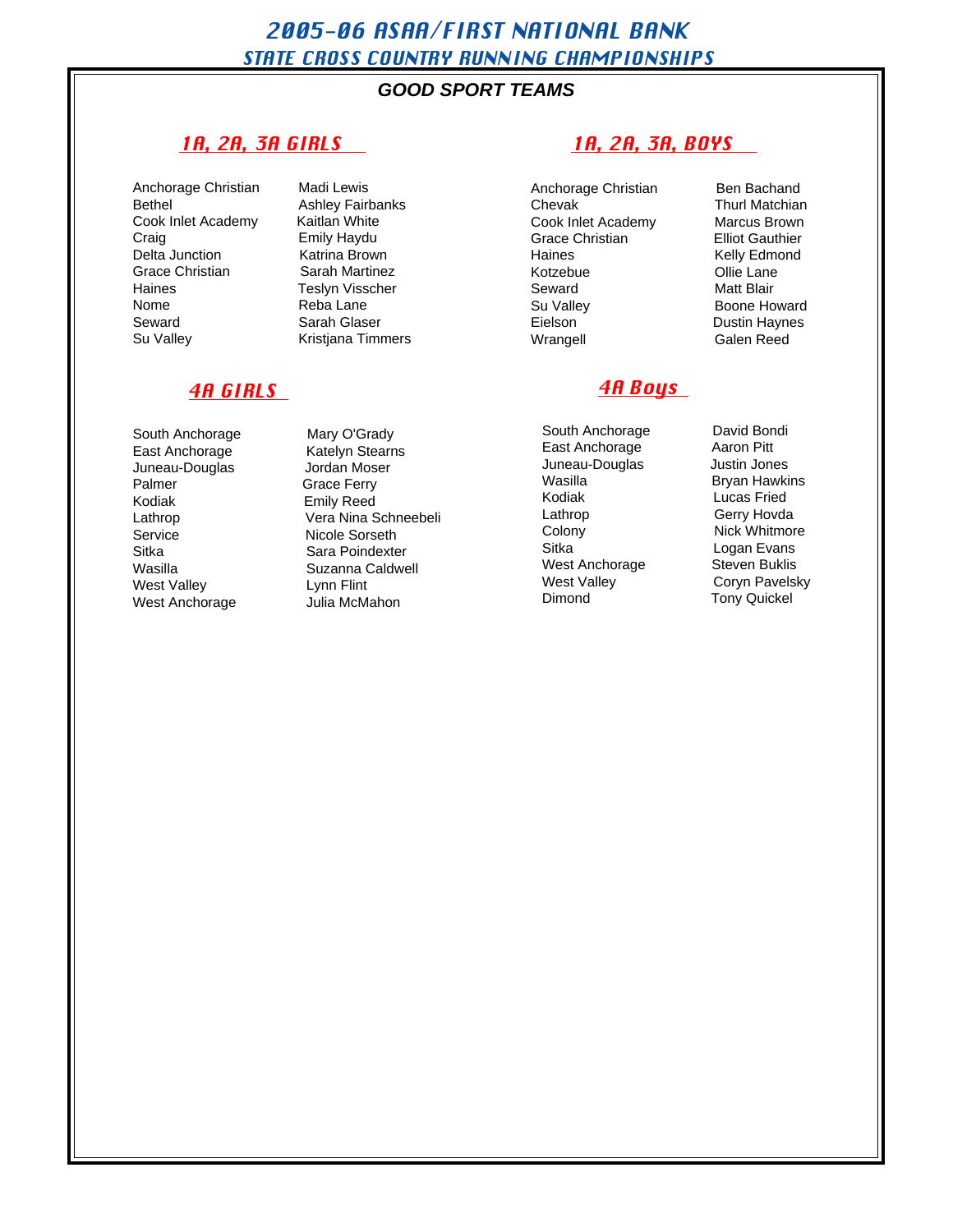# 2005-06 ASAA/FIRST NATIONAL BANK
## STATE CROSS COUNTRY RUNNING CHAMPIONSHIPS

### *GOOD SPORT TEAMS*

### 1A, 2A, 3A GIRLS

| | |
|---|---|
| Anchorage Christian | Madi Lewis |
| Bethel | Ashley Fairbanks |
| Cook Inlet Academy | Kaitlan White |
| Craig | Emily Haydu |
| Delta Junction | Katrina Brown |
| Grace Christian | Sarah Martinez |
| Haines | Teslyn Visscher |
| Nome | Reba Lane |
| Seward | Sarah Glaser |
| Su Valley | Kristjana Timmers |

### 1A, 2A, 3A, BOYS

| | |
|---|---|
| Anchorage Christian | Ben Bachand |
| Chevak | Thurl Matchian |
| Cook Inlet Academy | Marcus Brown |
| Grace Christian | Elliot Gauthier |
| Haines | Kelly Edmond |
| Kotzebue | Ollie Lane |
| Seward | Matt Blair |
| Su Valley | Boone Howard |
| Eielson | Dustin Haynes |
| Wrangell | Galen Reed |

### 4A GIRLS

| | |
|---|---|
| South Anchorage | Mary O'Grady |
| East Anchorage | Katelyn Stearns |
| Juneau-Douglas | Jordan Moser |
| Palmer | Grace Ferry |
| Kodiak | Emily Reed |
| Lathrop | Vera Nina Schneebeli |
| Service | Nicole Sorseth |
| Sitka | Sara Poindexter |
| Wasilla | Suzanna Caldwell |
| West Valley | Lynn Flint |
| West Anchorage | Julia McMahon |

### 4A Boys

| | |
|---|---|
| South Anchorage | David Bondi |
| East Anchorage | Aaron Pitt |
| Juneau-Douglas | Justin Jones |
| Wasilla | Bryan Hawkins |
| Kodiak | Lucas Fried |
| Lathrop | Gerry Hovda |
| Colony | Nick Whitmore |
| Sitka | Logan Evans |
| West Anchorage | Steven Buklis |
| West Valley | Coryn Pavelsky |
| Dimond | Tony Quickel |